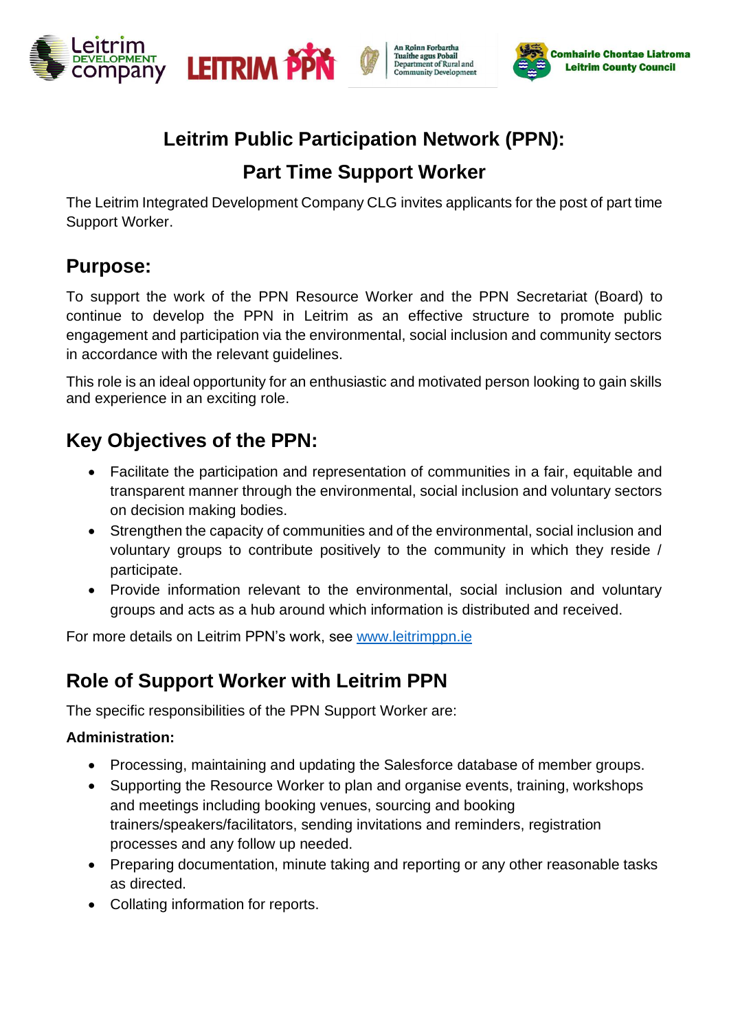# Leitrim Public Participation Network (PPN):

# Part Time Support Worker

The Leitrim Integrated Development Company CLG invites applicants for the post of part time Support Worker.

## Purpose:

To support the work of the PPN Resource Worker and the PPN Secretariat (Board) to continue to develop the PPN in Leitrim as an effective structure to promote public engagement and participation via the environmental, social inclusion and community sectors in accordance with the relevant guidelines.

This role is an ideal opportunity for an enthusiastic and motivated person looking to gain skills and experience in an exciting role.

## Key Objectives of the PPN:

- Facilitate the participation and representation of communities in a fair, equitable and transparent manner through the environmental, social inclusion and voluntary sectors on decision making bodies.
- Strengthen the capacity of communities and of the environmental, social inclusion and voluntary groups to contribute positively to the community in which they reside / participate.
- Provide information relevant to the environmental, social inclusion and voluntary groups and acts as a hub around which information is distributed and received.

For more details on Leitrim PPN's work, see [www.leitrimppn.ie](http://www.leitrimppn.ie)

## Role of Support Worker with Leitrim PPN

The specific responsibilities of the PPN Support Worker are:

**Administration:**

- Processing, maintaining and updating the Salesforce database of member groups.
- Supporting the Resource Worker to plan and organise events, training, workshops and meetings including booking venues, sourcing and booking trainers/speakers/facilitators, sending invitations and reminders, registration processes and any follow up needed.
- Preparing documentation, minute taking and reporting or any other reasonable tasks as directed.
- Collating information for reports.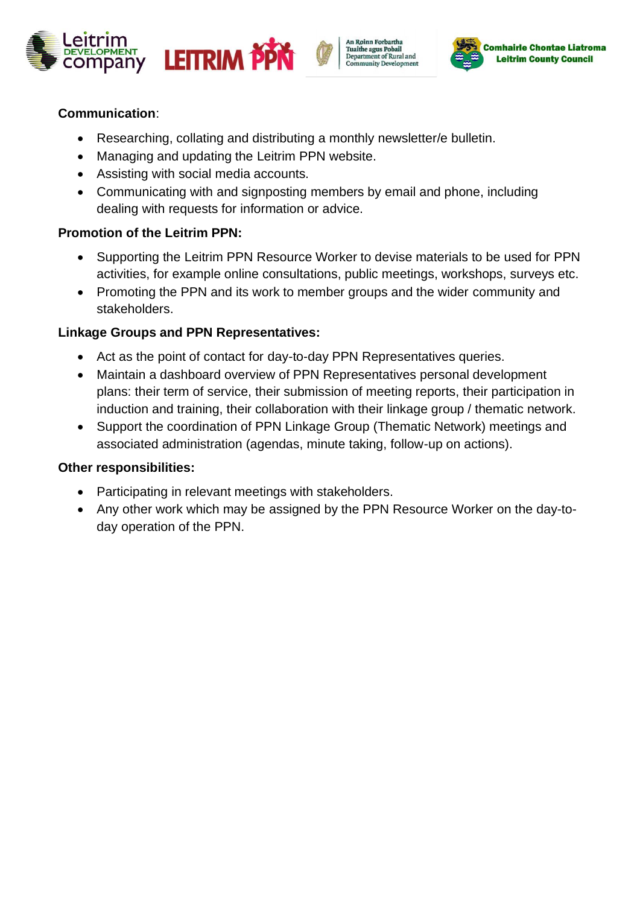**Communication**:

- Researching, collating and distributing a monthly newsletter/e bulletin.
- Managing and updating the Leitrim PPN website.
- Assisting with social media accounts.
- Communicating with and signposting members by email and phone, including dealing with requests for information or advice.

**Promotion of the Leitrim PPN:**

- Supporting the Leitrim PPN Resource Worker to devise materials to be used for PPN activities, for example online consultations, public meetings, workshops, surveys etc.
- Promoting the PPN and its work to member groups and the wider community and stakeholders.

**Linkage Groups and PPN Representatives:**

- Act as the point of contact for day-to-day PPN Representatives queries.
- Maintain a dashboard overview of PPN Representatives personal development plans: their term of service, their submission of meeting reports, their participation in induction and training, their collaboration with their linkage group / thematic network.
- Support the coordination of PPN Linkage Group (Thematic Network) meetings and associated administration (agendas, minute taking, follow-up on actions).

**Other responsibilities:**

- Participating in relevant meetings with stakeholders.
- Any other work which may be assigned by the PPN Resource Worker on the day-to-day operation of the PPN.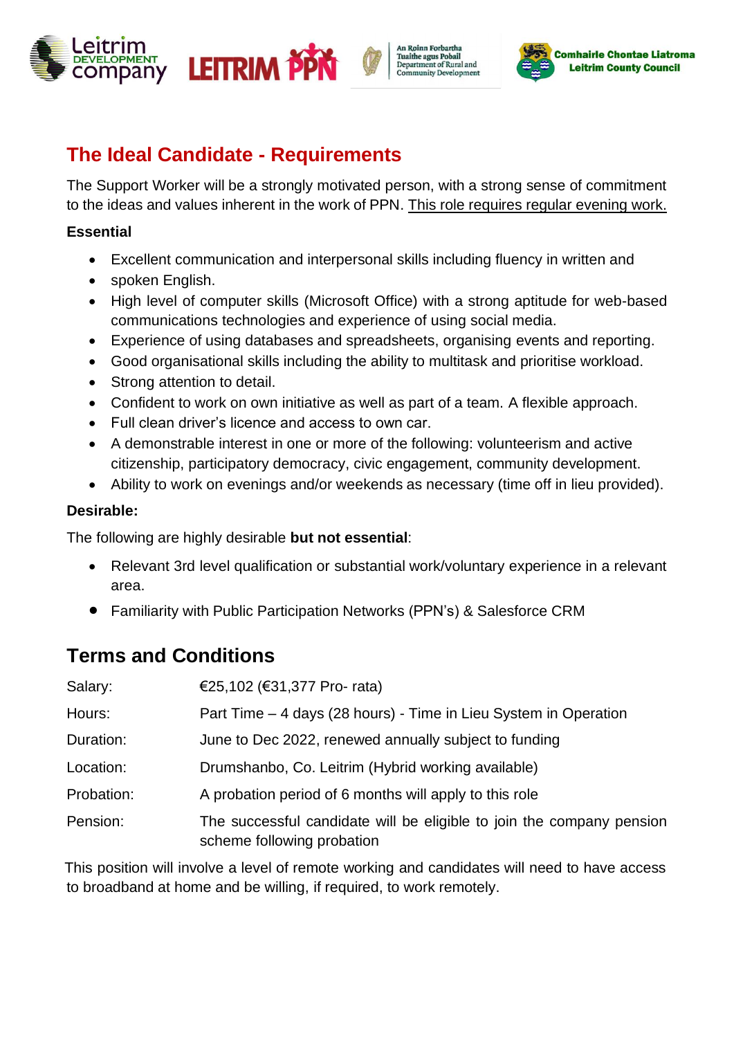## The Ideal Candidate - Requirements

The Support Worker will be a strongly motivated person, with a strong sense of commitment to the ideas and values inherent in the work of PPN. This role requires regular evening work.

**Essential**

- Excellent communication and interpersonal skills including fluency in written and
- spoken English.
- High level of computer skills (Microsoft Office) with a strong aptitude for web-based communications technologies and experience of using social media.
- Experience of using databases and spreadsheets, organising events and reporting.
- Good organisational skills including the ability to multitask and prioritise workload.
- Strong attention to detail.
- Confident to work on own initiative as well as part of a team. A flexible approach.
- Full clean driver's licence and access to own car.
- A demonstrable interest in one or more of the following: volunteerism and active citizenship, participatory democracy, civic engagement, community development.
- Ability to work on evenings and/or weekends as necessary (time off in lieu provided).

**Desirable:**

The following are highly desirable **but not essential**:

- Relevant 3rd level qualification or substantial work/voluntary experience in a relevant area.
- Familiarity with Public Participation Networks (PPN's) & Salesforce CRM

## Terms and Conditions

| | |
|---|---|
| Salary: | €25,102 (€31,377 Pro- rata) |
| Hours: | Part Time – 4 days (28 hours) - Time in Lieu System in Operation |
| Duration: | June to Dec 2022, renewed annually subject to funding |
| Location: | Drumshanbo, Co. Leitrim (Hybrid working available) |
| Probation: | A probation period of 6 months will apply to this role |
| Pension: | The successful candidate will be eligible to join the company pension scheme following probation |

This position will involve a level of remote working and candidates will need to have access to broadband at home and be willing, if required, to work remotely.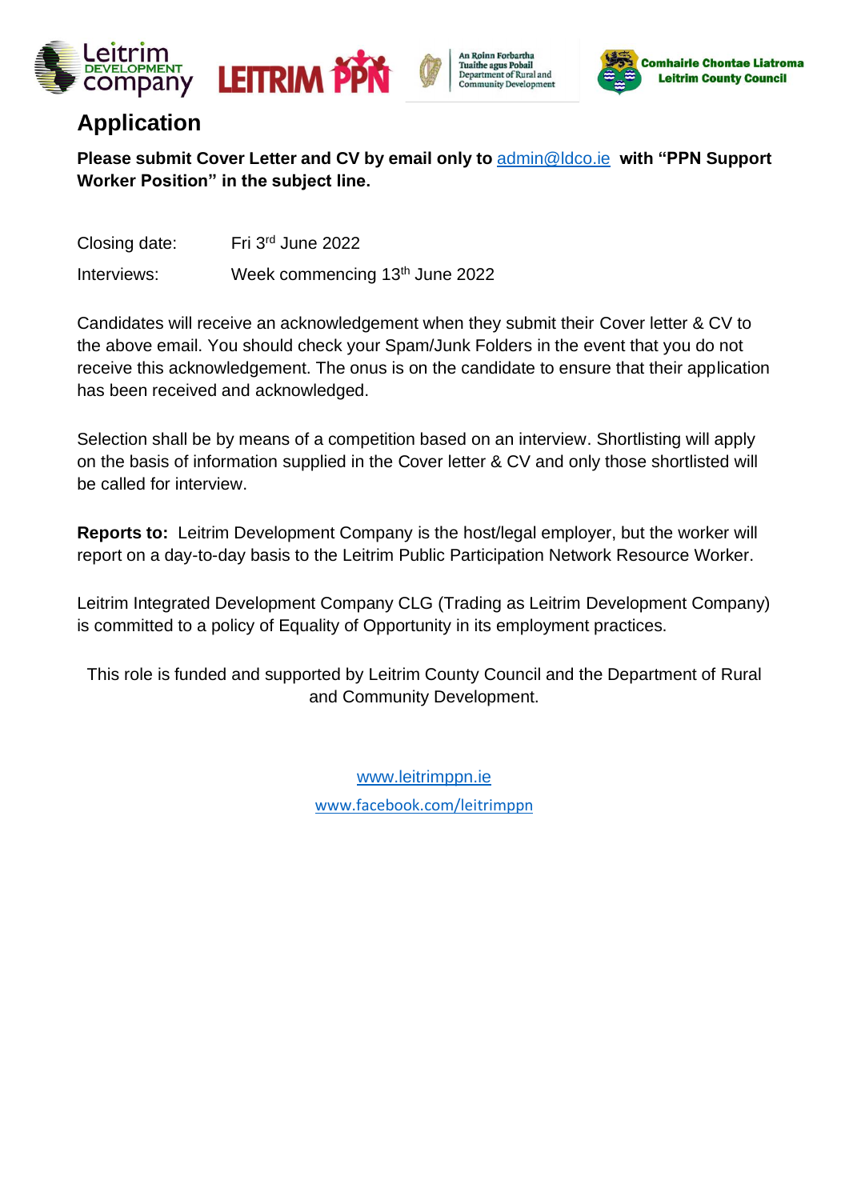# Application

**Please submit Cover Letter and CV by email only to admin@ldco.ie with "PPN Support Worker Position" in the subject line.**

Closing date: Fri 3rd June 2022

Interviews: Week commencing 13th June 2022

Candidates will receive an acknowledgement when they submit their Cover letter & CV to the above email. You should check your Spam/Junk Folders in the event that you do not receive this acknowledgement. The onus is on the candidate to ensure that their application has been received and acknowledged.

Selection shall be by means of a competition based on an interview. Shortlisting will apply on the basis of information supplied in the Cover letter & CV and only those shortlisted will be called for interview.

**Reports to:** Leitrim Development Company is the host/legal employer, but the worker will report on a day-to-day basis to the Leitrim Public Participation Network Resource Worker.

Leitrim Integrated Development Company CLG (Trading as Leitrim Development Company) is committed to a policy of Equality of Opportunity in its employment practices.

This role is funded and supported by Leitrim County Council and the Department of Rural and Community Development.

www.leitrimppn.ie

www.facebook.com/leitrimppn